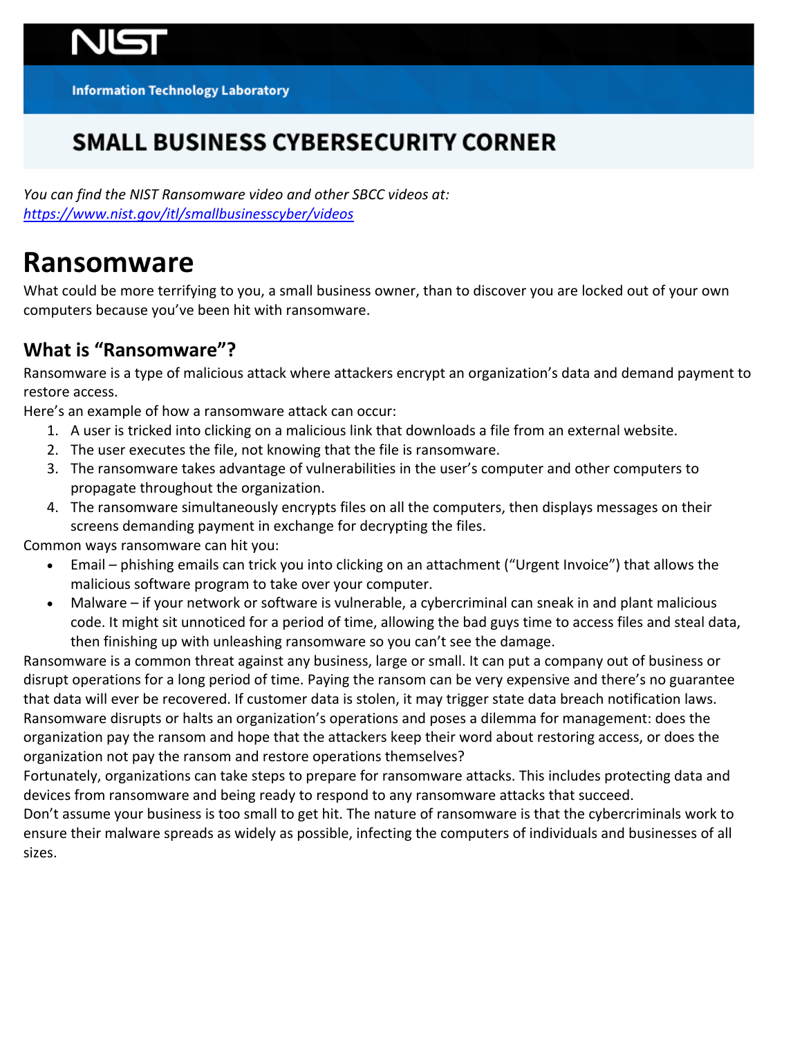**Information Technology Laboratory**

## SMALL BUSINESS CYBERSECURITY CORNER

*You can find the NIST Ransomware video and other SBCC videos at:*
*https://www.nist.gov/itl/smallbusinesscyber/videos*

# Ransomware

What could be more terrifying to you, a small business owner, than to discover you are locked out of your own computers because you've been hit with ransomware.

## What is "Ransomware"?

Ransomware is a type of malicious attack where attackers encrypt an organization's data and demand payment to restore access.

Here's an example of how a ransomware attack can occur:

1. A user is tricked into clicking on a malicious link that downloads a file from an external website.
2. The user executes the file, not knowing that the file is ransomware.
3. The ransomware takes advantage of vulnerabilities in the user's computer and other computers to propagate throughout the organization.
4. The ransomware simultaneously encrypts files on all the computers, then displays messages on their screens demanding payment in exchange for decrypting the files.

Common ways ransomware can hit you:

- Email – phishing emails can trick you into clicking on an attachment ("Urgent Invoice") that allows the malicious software program to take over your computer.
- Malware – if your network or software is vulnerable, a cybercriminal can sneak in and plant malicious code. It might sit unnoticed for a period of time, allowing the bad guys time to access files and steal data, then finishing up with unleashing ransomware so you can't see the damage.

Ransomware is a common threat against any business, large or small. It can put a company out of business or disrupt operations for a long period of time. Paying the ransom can be very expensive and there's no guarantee that data will ever be recovered. If customer data is stolen, it may trigger state data breach notification laws.

Ransomware disrupts or halts an organization's operations and poses a dilemma for management: does the organization pay the ransom and hope that the attackers keep their word about restoring access, or does the organization not pay the ransom and restore operations themselves?

Fortunately, organizations can take steps to prepare for ransomware attacks. This includes protecting data and devices from ransomware and being ready to respond to any ransomware attacks that succeed.

Don't assume your business is too small to get hit. The nature of ransomware is that the cybercriminals work to ensure their malware spreads as widely as possible, infecting the computers of individuals and businesses of all sizes.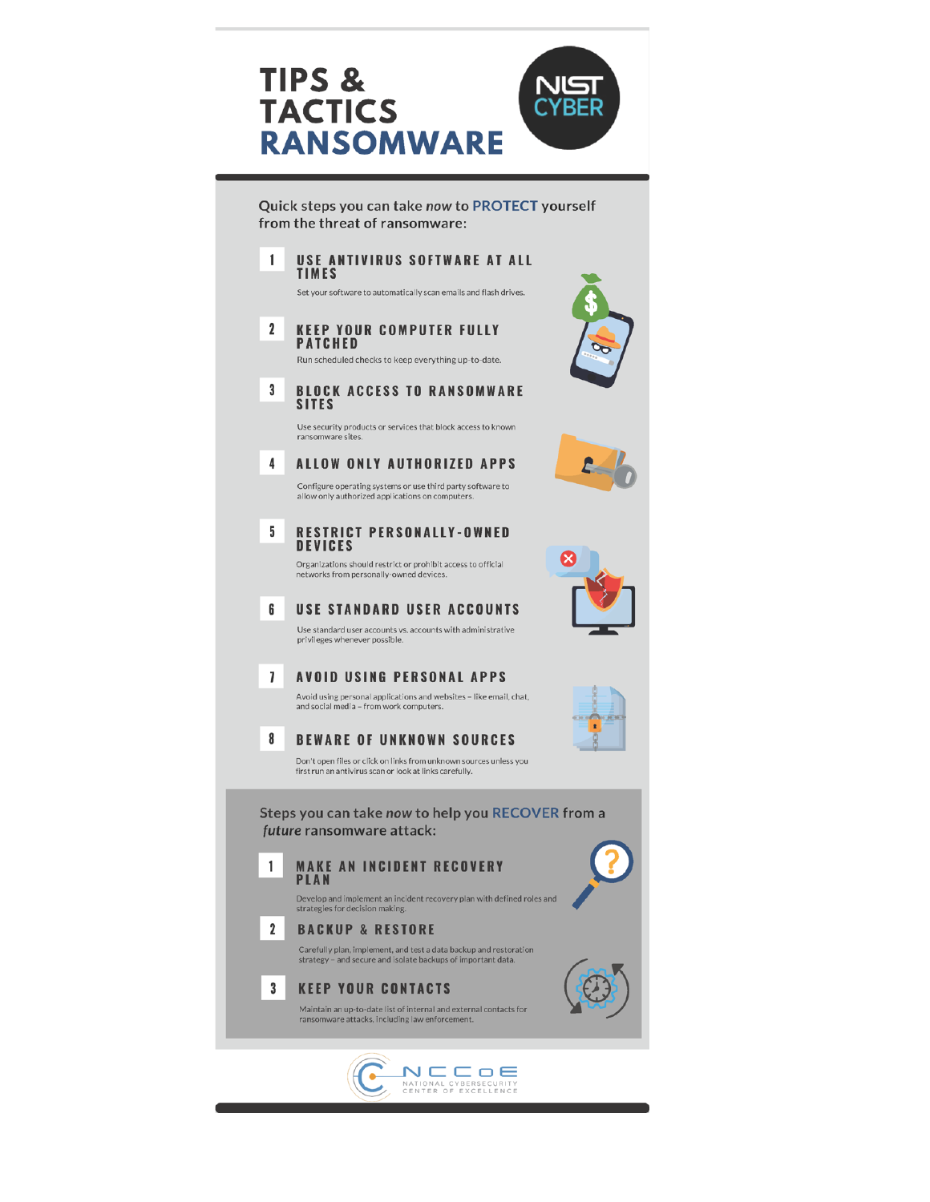# TIPS & TACTICS RANSOMWARE

NIST CYBER

Quick steps you can take *now* to PROTECT yourself from the threat of ransomware:

**1 USE ANTIVIRUS SOFTWARE AT ALL TIMES**

Set your software to automatically scan emails and flash drives.

**2 KEEP YOUR COMPUTER FULLY PATCHED**

Run scheduled checks to keep everything up-to-date.

**3 BLOCK ACCESS TO RANSOMWARE SITES**

Use security products or services that block access to known ransomware sites.

**4 ALLOW ONLY AUTHORIZED APPS**

Configure operating systems or use third party software to allow only authorized applications on computers.

**5 RESTRICT PERSONALLY-OWNED DEVICES**

Organizations should restrict or prohibit access to official networks from personally-owned devices.

**6 USE STANDARD USER ACCOUNTS**

Use standard user accounts vs. accounts with administrative privileges whenever possible.

**7 AVOID USING PERSONAL APPS**

Avoid using personal applications and websites – like email, chat, and social media – from work computers.

**8 BEWARE OF UNKNOWN SOURCES**

Don't open files or click on links from unknown sources unless you first run an antivirus scan or look at links carefully.

Steps you can take *now* to help you RECOVER from a *future* ransomware attack:

**1 MAKE AN INCIDENT RECOVERY PLAN**

Develop and implement an incident recovery plan with defined roles and strategies for decision making.

**2 BACKUP & RESTORE**

Carefully plan, implement, and test a data backup and restoration strategy – and secure and isolate backups of important data.

**3 KEEP YOUR CONTACTS**

Maintain an up-to-date list of internal and external contacts for ransomware attacks, including law enforcement.

NCCoE
NATIONAL CYBERSECURITY CENTER OF EXCELLENCE